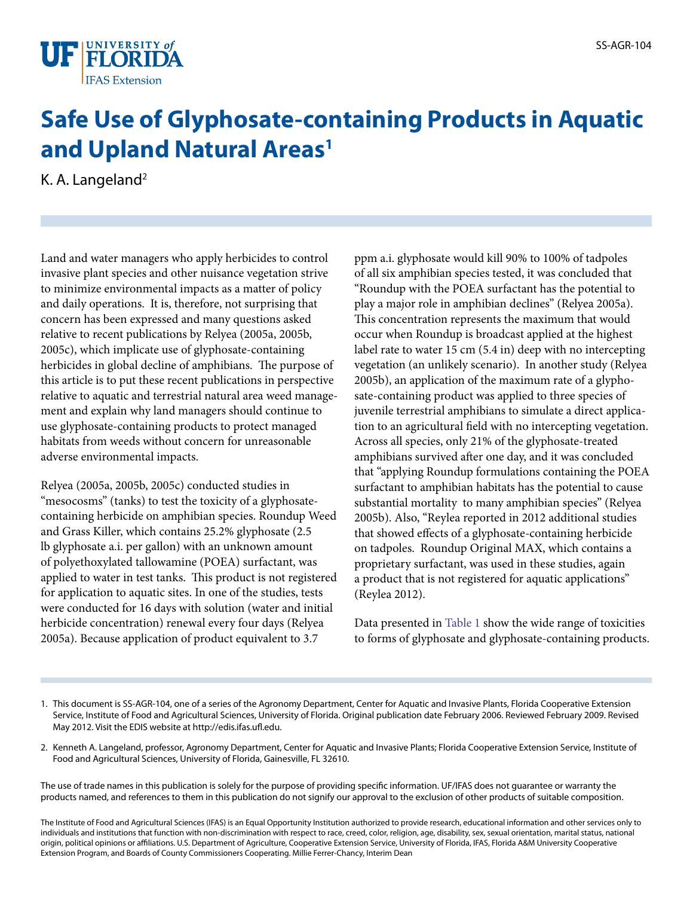# Safe Use of Glyphosate-containing Products in Aquatic and Upland Natural Areas[1]

K. A. Langeland[2]

Land and water managers who apply herbicides to control invasive plant species and other nuisance vegetation strive to minimize environmental impacts as a matter of policy and daily operations. It is, therefore, not surprising that concern has been expressed and many questions asked relative to recent publications by Relyea (2005a, 2005b, 2005c), which implicate use of glyphosate-containing herbicides in global decline of amphibians. The purpose of this article is to put these recent publications in perspective relative to aquatic and terrestrial natural area weed management and explain why land managers should continue to use glyphosate-containing products to protect managed habitats from weeds without concern for unreasonable adverse environmental impacts.

Relyea (2005a, 2005b, 2005c) conducted studies in "mesocosms" (tanks) to test the toxicity of a glyphosate-containing herbicide on amphibian species. Roundup Weed and Grass Killer, which contains 25.2% glyphosate (2.5 lb glyphosate a.i. per gallon) with an unknown amount of polyethoxylated tallowamine (POEA) surfactant, was applied to water in test tanks. This product is not registered for application to aquatic sites. In one of the studies, tests were conducted for 16 days with solution (water and initial herbicide concentration) renewal every four days (Relyea 2005a). Because application of product equivalent to 3.7 ppm a.i. glyphosate would kill 90% to 100% of tadpoles of all six amphibian species tested, it was concluded that "Roundup with the POEA surfactant has the potential to play a major role in amphibian declines" (Relyea 2005a). This concentration represents the maximum that would occur when Roundup is broadcast applied at the highest label rate to water 15 cm (5.4 in) deep with no intercepting vegetation (an unlikely scenario). In another study (Relyea 2005b), an application of the maximum rate of a glyphosate-containing product was applied to three species of juvenile terrestrial amphibians to simulate a direct application to an agricultural field with no intercepting vegetation. Across all species, only 21% of the glyphosate-treated amphibians survived after one day, and it was concluded that "applying Roundup formulations containing the POEA surfactant to amphibian habitats has the potential to cause substantial mortality to many amphibian species" (Relyea 2005b). Also, "Reylea reported in 2012 additional studies that showed effects of a glyphosate-containing herbicide on tadpoles. Roundup Original MAX, which contains a proprietary surfactant, was used in these studies, again a product that is not registered for aquatic applications" (Reylea 2012).

Data presented in Table 1 show the wide range of toxicities to forms of glyphosate and glyphosate-containing products.

1. This document is SS-AGR-104, one of a series of the Agronomy Department, Center for Aquatic and Invasive Plants, Florida Cooperative Extension Service, Institute of Food and Agricultural Sciences, University of Florida. Original publication date February 2006. Reviewed February 2009. Revised May 2012. Visit the EDIS website at http://edis.ifas.ufl.edu.

2. Kenneth A. Langeland, professor, Agronomy Department, Center for Aquatic and Invasive Plants; Florida Cooperative Extension Service, Institute of Food and Agricultural Sciences, University of Florida, Gainesville, FL 32610.

The use of trade names in this publication is solely for the purpose of providing specific information. UF/IFAS does not guarantee or warranty the products named, and references to them in this publication do not signify our approval to the exclusion of other products of suitable composition.

The Institute of Food and Agricultural Sciences (IFAS) is an Equal Opportunity Institution authorized to provide research, educational information and other services only to individuals and institutions that function with non-discrimination with respect to race, creed, color, religion, age, disability, sex, sexual orientation, marital status, national origin, political opinions or affiliations. U.S. Department of Agriculture, Cooperative Extension Service, University of Florida, IFAS, Florida A&M University Cooperative Extension Program, and Boards of County Commissioners Cooperating. Millie Ferrer-Chancy, Interim Dean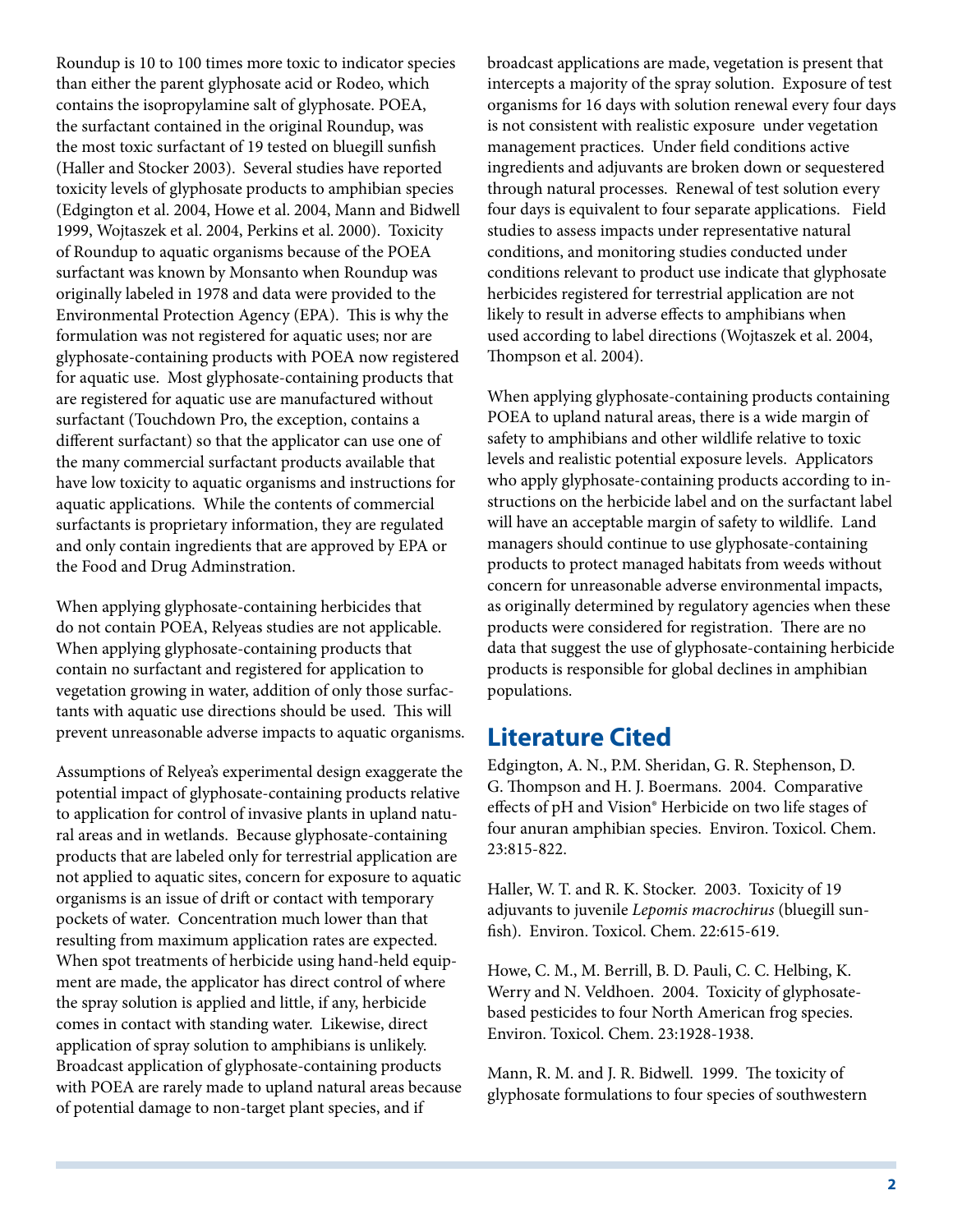Roundup is 10 to 100 times more toxic to indicator species than either the parent glyphosate acid or Rodeo, which contains the isopropylamine salt of glyphosate. POEA, the surfactant contained in the original Roundup, was the most toxic surfactant of 19 tested on bluegill sunfish (Haller and Stocker 2003). Several studies have reported toxicity levels of glyphosate products to amphibian species (Edgington et al. 2004, Howe et al. 2004, Mann and Bidwell 1999, Wojtaszek et al. 2004, Perkins et al. 2000). Toxicity of Roundup to aquatic organisms because of the POEA surfactant was known by Monsanto when Roundup was originally labeled in 1978 and data were provided to the Environmental Protection Agency (EPA). This is why the formulation was not registered for aquatic uses; nor are glyphosate-containing products with POEA now registered for aquatic use. Most glyphosate-containing products that are registered for aquatic use are manufactured without surfactant (Touchdown Pro, the exception, contains a different surfactant) so that the applicator can use one of the many commercial surfactant products available that have low toxicity to aquatic organisms and instructions for aquatic applications. While the contents of commercial surfactants is proprietary information, they are regulated and only contain ingredients that are approved by EPA or the Food and Drug Adminstration.

When applying glyphosate-containing herbicides that do not contain POEA, Relyeas studies are not applicable. When applying glyphosate-containing products that contain no surfactant and registered for application to vegetation growing in water, addition of only those surfactants with aquatic use directions should be used. This will prevent unreasonable adverse impacts to aquatic organisms.

Assumptions of Relyea's experimental design exaggerate the potential impact of glyphosate-containing products relative to application for control of invasive plants in upland natural areas and in wetlands. Because glyphosate-containing products that are labeled only for terrestrial application are not applied to aquatic sites, concern for exposure to aquatic organisms is an issue of drift or contact with temporary pockets of water. Concentration much lower than that resulting from maximum application rates are expected. When spot treatments of herbicide using hand-held equipment are made, the applicator has direct control of where the spray solution is applied and little, if any, herbicide comes in contact with standing water. Likewise, direct application of spray solution to amphibians is unlikely. Broadcast application of glyphosate-containing products with POEA are rarely made to upland natural areas because of potential damage to non-target plant species, and if broadcast applications are made, vegetation is present that intercepts a majority of the spray solution. Exposure of test organisms for 16 days with solution renewal every four days is not consistent with realistic exposure under vegetation management practices. Under field conditions active ingredients and adjuvants are broken down or sequestered through natural processes. Renewal of test solution every four days is equivalent to four separate applications. Field studies to assess impacts under representative natural conditions, and monitoring studies conducted under conditions relevant to product use indicate that glyphosate herbicides registered for terrestrial application are not likely to result in adverse effects to amphibians when used according to label directions (Wojtaszek et al. 2004, Thompson et al. 2004).

When applying glyphosate-containing products containing POEA to upland natural areas, there is a wide margin of safety to amphibians and other wildlife relative to toxic levels and realistic potential exposure levels. Applicators who apply glyphosate-containing products according to instructions on the herbicide label and on the surfactant label will have an acceptable margin of safety to wildlife. Land managers should continue to use glyphosate-containing products to protect managed habitats from weeds without concern for unreasonable adverse environmental impacts, as originally determined by regulatory agencies when these products were considered for registration. There are no data that suggest the use of glyphosate-containing herbicide products is responsible for global declines in amphibian populations.

## Literature Cited

Edgington, A. N., P.M. Sheridan, G. R. Stephenson, D. G. Thompson and H. J. Boermans. 2004. Comparative effects of pH and Vision® Herbicide on two life stages of four anuran amphibian species. Environ. Toxicol. Chem. 23:815-822.

Haller, W. T. and R. K. Stocker. 2003. Toxicity of 19 adjuvants to juvenile *Lepomis macrochirus* (bluegill sunfish). Environ. Toxicol. Chem. 22:615-619.

Howe, C. M., M. Berrill, B. D. Pauli, C. C. Helbing, K. Werry and N. Veldhoen. 2004. Toxicity of glyphosate-based pesticides to four North American frog species. Environ. Toxicol. Chem. 23:1928-1938.

Mann, R. M. and J. R. Bidwell. 1999. The toxicity of glyphosate formulations to four species of southwestern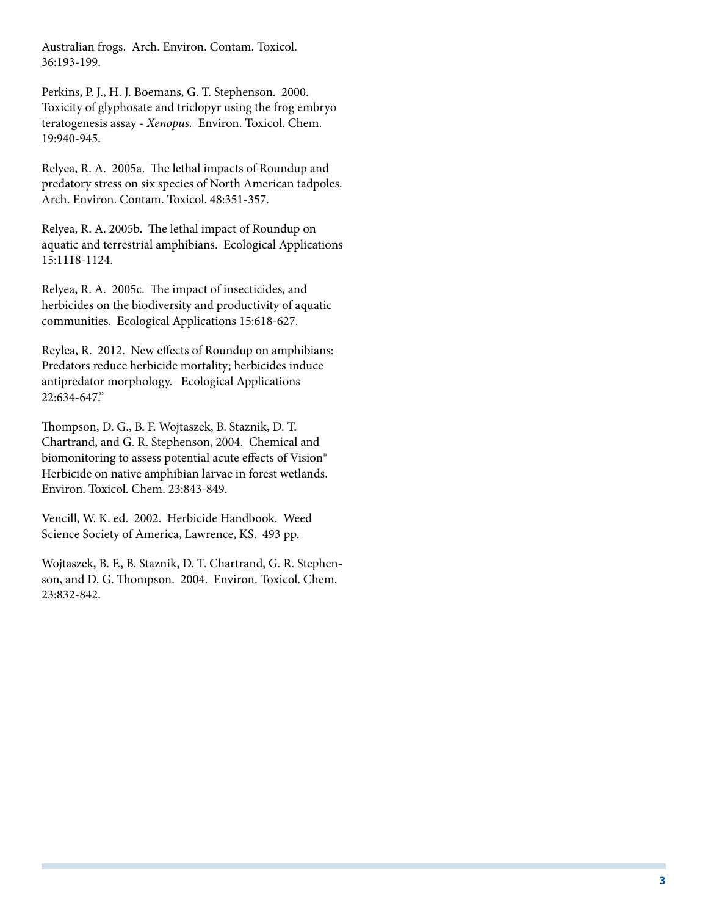Australian frogs. Arch. Environ. Contam. Toxicol. 36:193-199.

Perkins, P. J., H. J. Boemans, G. T. Stephenson. 2000. Toxicity of glyphosate and triclopyr using the frog embryo teratogenesis assay - *Xenopus.* Environ. Toxicol. Chem. 19:940-945.

Relyea, R. A. 2005a. The lethal impacts of Roundup and predatory stress on six species of North American tadpoles. Arch. Environ. Contam. Toxicol. 48:351-357.

Relyea, R. A. 2005b. The lethal impact of Roundup on aquatic and terrestrial amphibians. Ecological Applications 15:1118-1124.

Relyea, R. A. 2005c. The impact of insecticides, and herbicides on the biodiversity and productivity of aquatic communities. Ecological Applications 15:618-627.

Reylea, R. 2012. New effects of Roundup on amphibians: Predators reduce herbicide mortality; herbicides induce antipredator morphology. Ecological Applications 22:634-647."

Thompson, D. G., B. F. Wojtaszek, B. Staznik, D. T. Chartrand, and G. R. Stephenson, 2004. Chemical and biomonitoring to assess potential acute effects of Vision® Herbicide on native amphibian larvae in forest wetlands. Environ. Toxicol. Chem. 23:843-849.

Vencill, W. K. ed. 2002. Herbicide Handbook. Weed Science Society of America, Lawrence, KS. 493 pp.

Wojtaszek, B. F., B. Staznik, D. T. Chartrand, G. R. Stephenson, and D. G. Thompson. 2004. Environ. Toxicol. Chem. 23:832-842.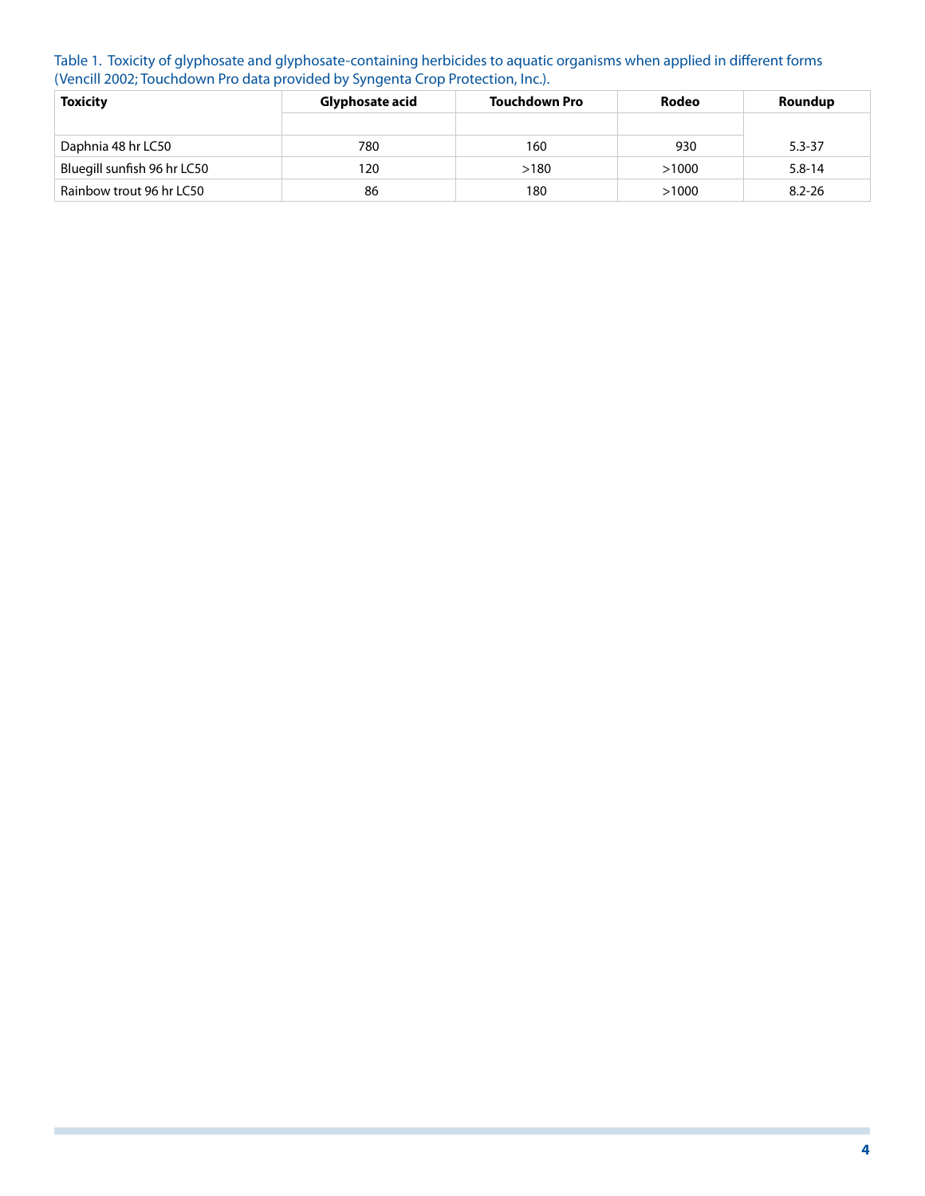Table 1. Toxicity of glyphosate and glyphosate-containing herbicides to aquatic organisms when applied in different forms (Vencill 2002; Touchdown Pro data provided by Syngenta Crop Protection, Inc.).

| Toxicity | Glyphosate acid | Touchdown Pro | Rodeo | Roundup |
| --- | --- | --- | --- | --- |
| Daphnia 48 hr LC50 | 780 | 160 | 930 | 5.3-37 |
| Bluegill sunfish 96 hr LC50 | 120 | >180 | >1000 | 5.8-14 |
| Rainbow trout 96 hr LC50 | 86 | 180 | >1000 | 8.2-26 |